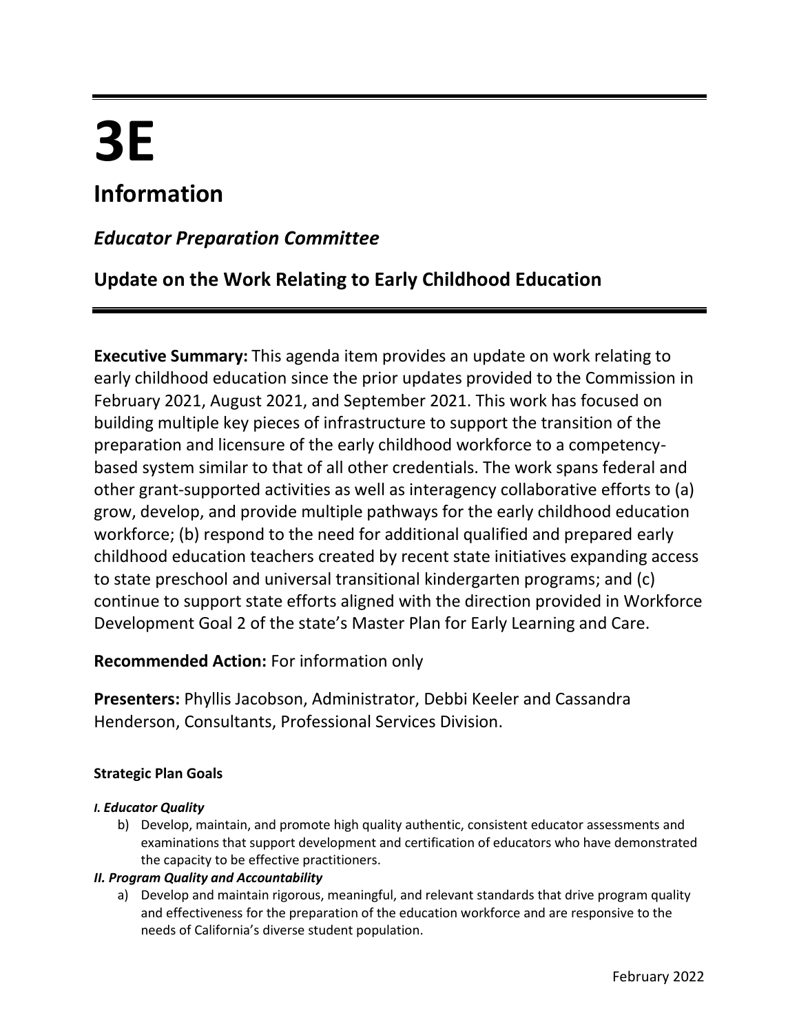# 3E

## Information

### *Educator Preparation Committee*

### Update on the Work Relating to Early Childhood Education

**Executive Summary:** This agenda item provides an update on work relating to early childhood education since the prior updates provided to the Commission in February 2021, August 2021, and September 2021. This work has focused on building multiple key pieces of infrastructure to support the transition of the preparation and licensure of the early childhood workforce to a competency-based system similar to that of all other credentials. The work spans federal and other grant-supported activities as well as interagency collaborative efforts to (a) grow, develop, and provide multiple pathways for the early childhood education workforce; (b) respond to the need for additional qualified and prepared early childhood education teachers created by recent state initiatives expanding access to state preschool and universal transitional kindergarten programs; and (c) continue to support state efforts aligned with the direction provided in Workforce Development Goal 2 of the state's Master Plan for Early Learning and Care.

**Recommended Action:** For information only

**Presenters:** Phyllis Jacobson, Administrator, Debbi Keeler and Cassandra Henderson, Consultants, Professional Services Division.

#### Strategic Plan Goals

***I. Educator Quality***

b) Develop, maintain, and promote high quality authentic, consistent educator assessments and examinations that support development and certification of educators who have demonstrated the capacity to be effective practitioners.

***II. Program Quality and Accountability***

a) Develop and maintain rigorous, meaningful, and relevant standards that drive program quality and effectiveness for the preparation of the education workforce and are responsive to the needs of California's diverse student population.

February 2022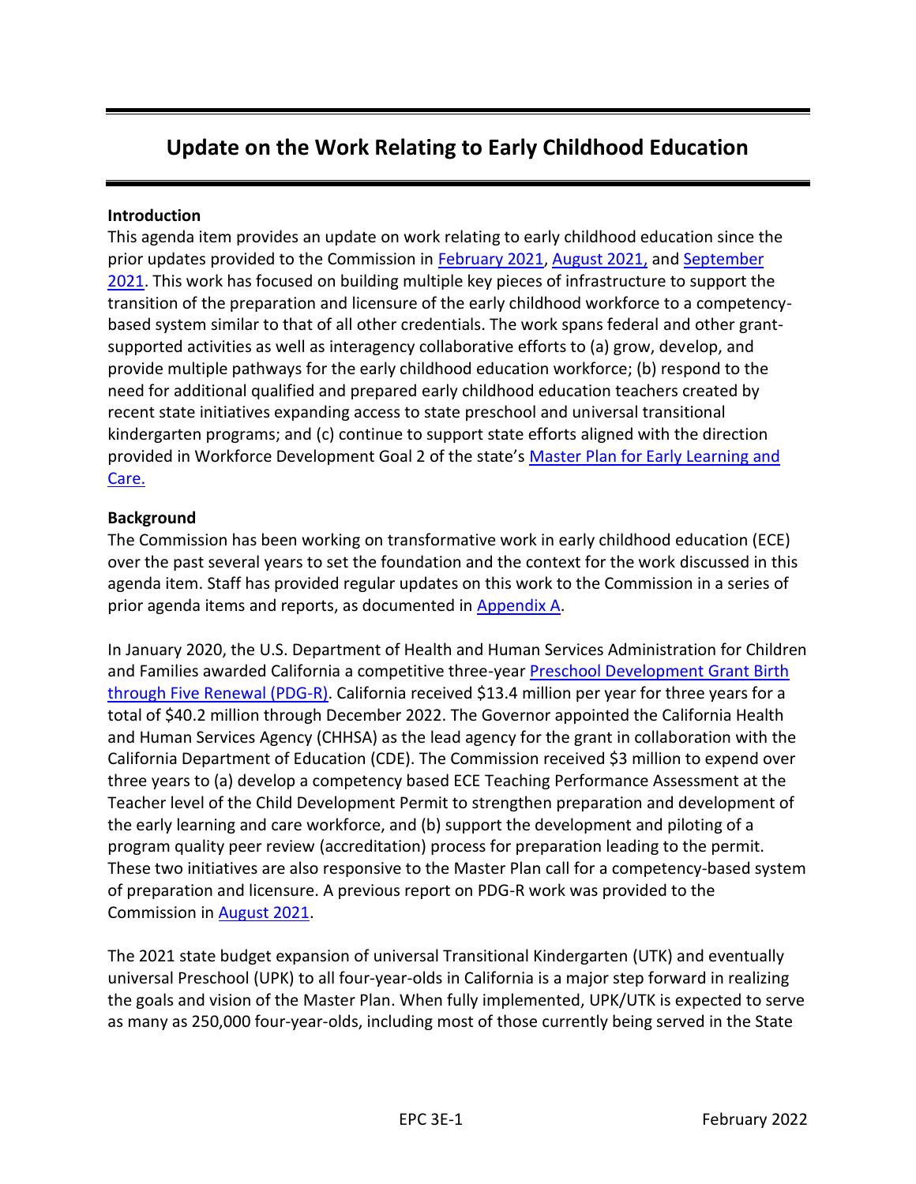# Update on the Work Relating to Early Childhood Education

## Introduction

This agenda item provides an update on work relating to early childhood education since the prior updates provided to the Commission in February 2021, August 2021, and September 2021. This work has focused on building multiple key pieces of infrastructure to support the transition of the preparation and licensure of the early childhood workforce to a competency-based system similar to that of all other credentials. The work spans federal and other grant-supported activities as well as interagency collaborative efforts to (a) grow, develop, and provide multiple pathways for the early childhood education workforce; (b) respond to the need for additional qualified and prepared early childhood education teachers created by recent state initiatives expanding access to state preschool and universal transitional kindergarten programs; and (c) continue to support state efforts aligned with the direction provided in Workforce Development Goal 2 of the state's Master Plan for Early Learning and Care.

## Background

The Commission has been working on transformative work in early childhood education (ECE) over the past several years to set the foundation and the context for the work discussed in this agenda item. Staff has provided regular updates on this work to the Commission in a series of prior agenda items and reports, as documented in Appendix A.

In January 2020, the U.S. Department of Health and Human Services Administration for Children and Families awarded California a competitive three-year Preschool Development Grant Birth through Five Renewal (PDG-R). California received $13.4 million per year for three years for a total of $40.2 million through December 2022. The Governor appointed the California Health and Human Services Agency (CHHSA) as the lead agency for the grant in collaboration with the California Department of Education (CDE). The Commission received $3 million to expend over three years to (a) develop a competency based ECE Teaching Performance Assessment at the Teacher level of the Child Development Permit to strengthen preparation and development of the early learning and care workforce, and (b) support the development and piloting of a program quality peer review (accreditation) process for preparation leading to the permit. These two initiatives are also responsive to the Master Plan call for a competency-based system of preparation and licensure. A previous report on PDG-R work was provided to the Commission in August 2021.

The 2021 state budget expansion of universal Transitional Kindergarten (UTK) and eventually universal Preschool (UPK) to all four-year-olds in California is a major step forward in realizing the goals and vision of the Master Plan. When fully implemented, UPK/UTK is expected to serve as many as 250,000 four-year-olds, including most of those currently being served in the State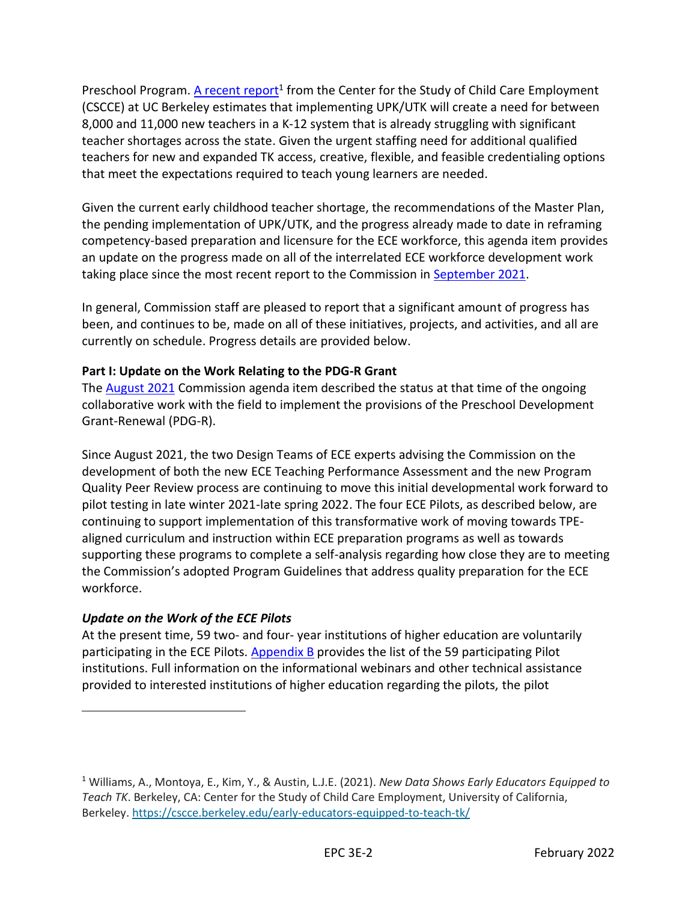Preschool Program. A recent report[1] from the Center for the Study of Child Care Employment (CSCCE) at UC Berkeley estimates that implementing UPK/UTK will create a need for between 8,000 and 11,000 new teachers in a K-12 system that is already struggling with significant teacher shortages across the state. Given the urgent staffing need for additional qualified teachers for new and expanded TK access, creative, flexible, and feasible credentialing options that meet the expectations required to teach young learners are needed.

Given the current early childhood teacher shortage, the recommendations of the Master Plan, the pending implementation of UPK/UTK, and the progress already made to date in reframing competency-based preparation and licensure for the ECE workforce, this agenda item provides an update on the progress made on all of the interrelated ECE workforce development work taking place since the most recent report to the Commission in September 2021.

In general, Commission staff are pleased to report that a significant amount of progress has been, and continues to be, made on all of these initiatives, projects, and activities, and all are currently on schedule. Progress details are provided below.

**Part I: Update on the Work Relating to the PDG-R Grant**

The August 2021 Commission agenda item described the status at that time of the ongoing collaborative work with the field to implement the provisions of the Preschool Development Grant-Renewal (PDG-R).

Since August 2021, the two Design Teams of ECE experts advising the Commission on the development of both the new ECE Teaching Performance Assessment and the new Program Quality Peer Review process are continuing to move this initial developmental work forward to pilot testing in late winter 2021-late spring 2022. The four ECE Pilots, as described below, are continuing to support implementation of this transformative work of moving towards TPE-aligned curriculum and instruction within ECE preparation programs as well as towards supporting these programs to complete a self-analysis regarding how close they are to meeting the Commission's adopted Program Guidelines that address quality preparation for the ECE workforce.

***Update on the Work of the ECE Pilots***

At the present time, 59 two- and four- year institutions of higher education are voluntarily participating in the ECE Pilots. Appendix B provides the list of the 59 participating Pilot institutions. Full information on the informational webinars and other technical assistance provided to interested institutions of higher education regarding the pilots, the pilot

[1] Williams, A., Montoya, E., Kim, Y., & Austin, L.J.E. (2021). *New Data Shows Early Educators Equipped to Teach TK*. Berkeley, CA: Center for the Study of Child Care Employment, University of California, Berkeley. https://cscce.berkeley.edu/early-educators-equipped-to-teach-tk/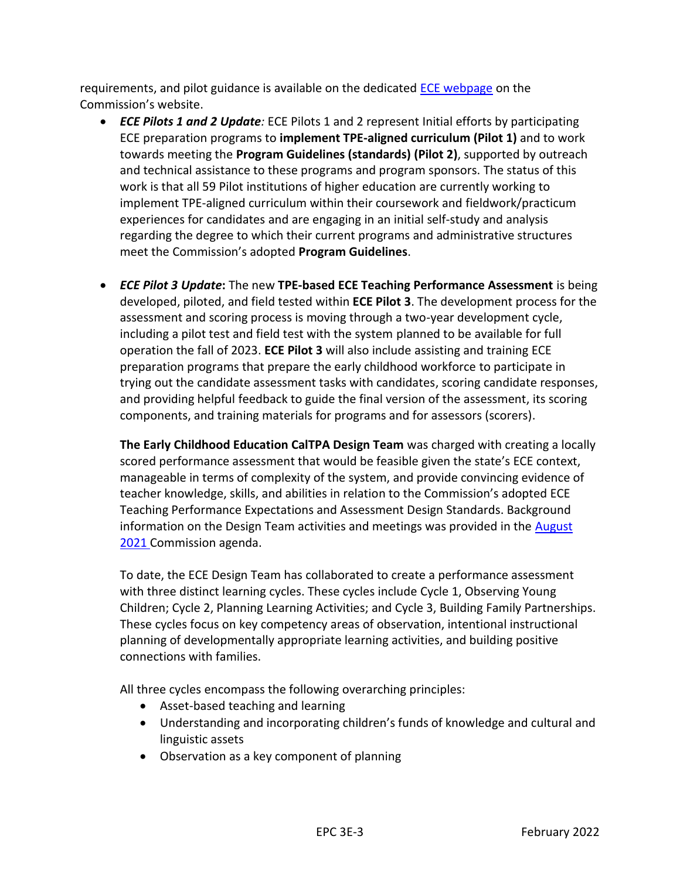requirements, and pilot guidance is available on the dedicated [ECE webpage]() on the Commission's website.

- ***ECE Pilots 1 and 2 Update**:* ECE Pilots 1 and 2 represent Initial efforts by participating ECE preparation programs to **implement TPE-aligned curriculum (Pilot 1)** and to work towards meeting the **Program Guidelines (standards) (Pilot 2)**, supported by outreach and technical assistance to these programs and program sponsors. The status of this work is that all 59 Pilot institutions of higher education are currently working to implement TPE-aligned curriculum within their coursework and fieldwork/practicum experiences for candidates and are engaging in an initial self-study and analysis regarding the degree to which their current programs and administrative structures meet the Commission's adopted **Program Guidelines**.

- ***ECE Pilot 3 Update*:** The new **TPE-based ECE Teaching Performance Assessment** is being developed, piloted, and field tested within **ECE Pilot 3**. The development process for the assessment and scoring process is moving through a two-year development cycle, including a pilot test and field test with the system planned to be available for full operation the fall of 2023. **ECE Pilot 3** will also include assisting and training ECE preparation programs that prepare the early childhood workforce to participate in trying out the candidate assessment tasks with candidates, scoring candidate responses, and providing helpful feedback to guide the final version of the assessment, its scoring components, and training materials for programs and for assessors (scorers).

  **The Early Childhood Education CalTPA Design Team** was charged with creating a locally scored performance assessment that would be feasible given the state's ECE context, manageable in terms of complexity of the system, and provide convincing evidence of teacher knowledge, skills, and abilities in relation to the Commission's adopted ECE Teaching Performance Expectations and Assessment Design Standards. Background information on the Design Team activities and meetings was provided in the [August 2021]() Commission agenda.

  To date, the ECE Design Team has collaborated to create a performance assessment with three distinct learning cycles. These cycles include Cycle 1, Observing Young Children; Cycle 2, Planning Learning Activities; and Cycle 3, Building Family Partnerships. These cycles focus on key competency areas of observation, intentional instructional planning of developmentally appropriate learning activities, and building positive connections with families.

  All three cycles encompass the following overarching principles:
  - Asset-based teaching and learning
  - Understanding and incorporating children's funds of knowledge and cultural and linguistic assets
  - Observation as a key component of planning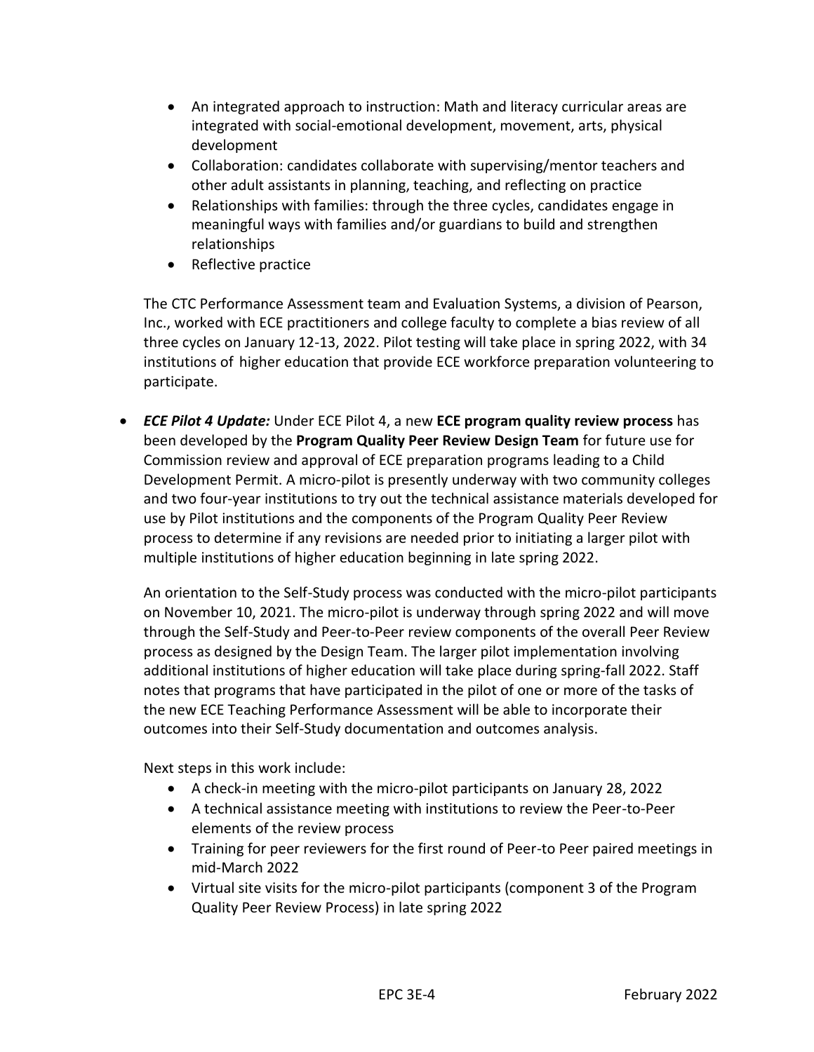- An integrated approach to instruction: Math and literacy curricular areas are integrated with social-emotional development, movement, arts, physical development
- Collaboration: candidates collaborate with supervising/mentor teachers and other adult assistants in planning, teaching, and reflecting on practice
- Relationships with families: through the three cycles, candidates engage in meaningful ways with families and/or guardians to build and strengthen relationships
- Reflective practice

The CTC Performance Assessment team and Evaluation Systems, a division of Pearson, Inc., worked with ECE practitioners and college faculty to complete a bias review of all three cycles on January 12-13, 2022. Pilot testing will take place in spring 2022, with 34 institutions of higher education that provide ECE workforce preparation volunteering to participate.

- ***ECE Pilot 4 Update:*** Under ECE Pilot 4, a new **ECE program quality review process** has been developed by the **Program Quality Peer Review Design Team** for future use for Commission review and approval of ECE preparation programs leading to a Child Development Permit. A micro-pilot is presently underway with two community colleges and two four-year institutions to try out the technical assistance materials developed for use by Pilot institutions and the components of the Program Quality Peer Review process to determine if any revisions are needed prior to initiating a larger pilot with multiple institutions of higher education beginning in late spring 2022.

  An orientation to the Self-Study process was conducted with the micro-pilot participants on November 10, 2021. The micro-pilot is underway through spring 2022 and will move through the Self-Study and Peer-to-Peer review components of the overall Peer Review process as designed by the Design Team. The larger pilot implementation involving additional institutions of higher education will take place during spring-fall 2022. Staff notes that programs that have participated in the pilot of one or more of the tasks of the new ECE Teaching Performance Assessment will be able to incorporate their outcomes into their Self-Study documentation and outcomes analysis.

  Next steps in this work include:
  - A check-in meeting with the micro-pilot participants on January 28, 2022
  - A technical assistance meeting with institutions to review the Peer-to-Peer elements of the review process
  - Training for peer reviewers for the first round of Peer-to Peer paired meetings in mid-March 2022
  - Virtual site visits for the micro-pilot participants (component 3 of the Program Quality Peer Review Process) in late spring 2022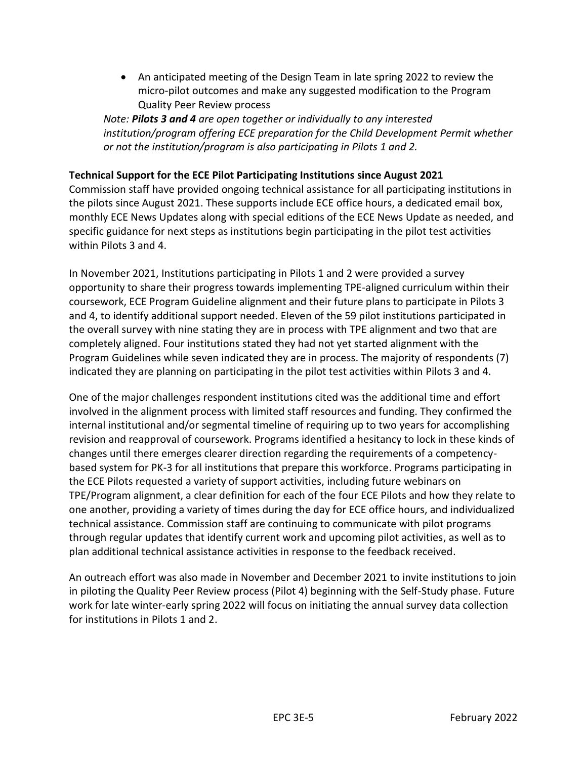- An anticipated meeting of the Design Team in late spring 2022 to review the micro-pilot outcomes and make any suggested modification to the Program Quality Peer Review process

*Note: **Pilots 3 and 4** are open together or individually to any interested institution/program offering ECE preparation for the Child Development Permit whether or not the institution/program is also participating in Pilots 1 and 2.*

**Technical Support for the ECE Pilot Participating Institutions since August 2021**

Commission staff have provided ongoing technical assistance for all participating institutions in the pilots since August 2021. These supports include ECE office hours, a dedicated email box, monthly ECE News Updates along with special editions of the ECE News Update as needed, and specific guidance for next steps as institutions begin participating in the pilot test activities within Pilots 3 and 4.

In November 2021, Institutions participating in Pilots 1 and 2 were provided a survey opportunity to share their progress towards implementing TPE-aligned curriculum within their coursework, ECE Program Guideline alignment and their future plans to participate in Pilots 3 and 4, to identify additional support needed. Eleven of the 59 pilot institutions participated in the overall survey with nine stating they are in process with TPE alignment and two that are completely aligned. Four institutions stated they had not yet started alignment with the Program Guidelines while seven indicated they are in process. The majority of respondents (7) indicated they are planning on participating in the pilot test activities within Pilots 3 and 4.

One of the major challenges respondent institutions cited was the additional time and effort involved in the alignment process with limited staff resources and funding. They confirmed the internal institutional and/or segmental timeline of requiring up to two years for accomplishing revision and reapproval of coursework. Programs identified a hesitancy to lock in these kinds of changes until there emerges clearer direction regarding the requirements of a competency-based system for PK-3 for all institutions that prepare this workforce. Programs participating in the ECE Pilots requested a variety of support activities, including future webinars on TPE/Program alignment, a clear definition for each of the four ECE Pilots and how they relate to one another, providing a variety of times during the day for ECE office hours, and individualized technical assistance. Commission staff are continuing to communicate with pilot programs through regular updates that identify current work and upcoming pilot activities, as well as to plan additional technical assistance activities in response to the feedback received.

An outreach effort was also made in November and December 2021 to invite institutions to join in piloting the Quality Peer Review process (Pilot 4) beginning with the Self-Study phase. Future work for late winter-early spring 2022 will focus on initiating the annual survey data collection for institutions in Pilots 1 and 2.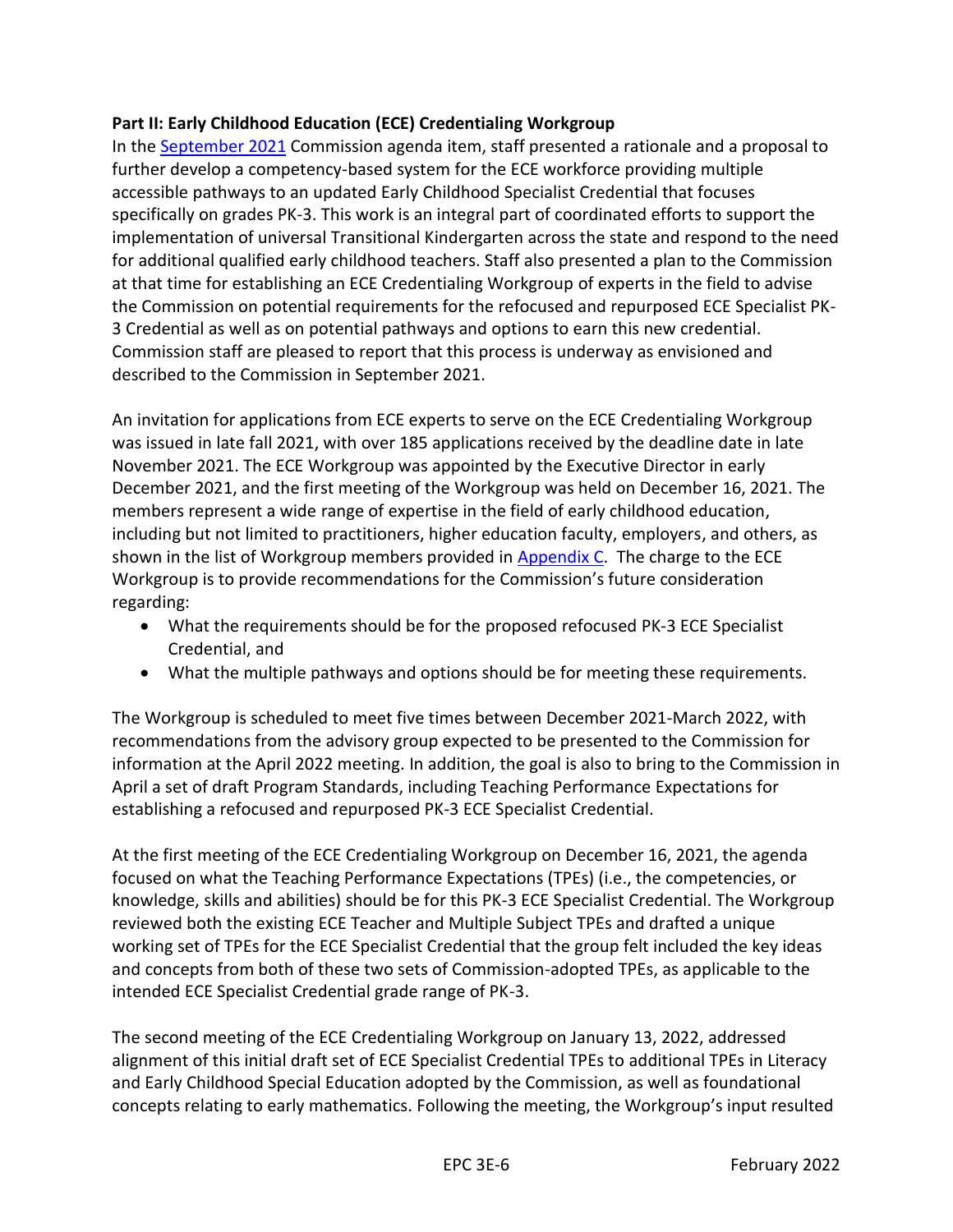**Part II: Early Childhood Education (ECE) Credentialing Workgroup**

In the September 2021 Commission agenda item, staff presented a rationale and a proposal to further develop a competency-based system for the ECE workforce providing multiple accessible pathways to an updated Early Childhood Specialist Credential that focuses specifically on grades PK-3. This work is an integral part of coordinated efforts to support the implementation of universal Transitional Kindergarten across the state and respond to the need for additional qualified early childhood teachers. Staff also presented a plan to the Commission at that time for establishing an ECE Credentialing Workgroup of experts in the field to advise the Commission on potential requirements for the refocused and repurposed ECE Specialist PK-3 Credential as well as on potential pathways and options to earn this new credential. Commission staff are pleased to report that this process is underway as envisioned and described to the Commission in September 2021.

An invitation for applications from ECE experts to serve on the ECE Credentialing Workgroup was issued in late fall 2021, with over 185 applications received by the deadline date in late November 2021. The ECE Workgroup was appointed by the Executive Director in early December 2021, and the first meeting of the Workgroup was held on December 16, 2021. The members represent a wide range of expertise in the field of early childhood education, including but not limited to practitioners, higher education faculty, employers, and others, as shown in the list of Workgroup members provided in Appendix C. The charge to the ECE Workgroup is to provide recommendations for the Commission's future consideration regarding:

- What the requirements should be for the proposed refocused PK-3 ECE Specialist Credential, and
- What the multiple pathways and options should be for meeting these requirements.

The Workgroup is scheduled to meet five times between December 2021-March 2022, with recommendations from the advisory group expected to be presented to the Commission for information at the April 2022 meeting. In addition, the goal is also to bring to the Commission in April a set of draft Program Standards, including Teaching Performance Expectations for establishing a refocused and repurposed PK-3 ECE Specialist Credential.

At the first meeting of the ECE Credentialing Workgroup on December 16, 2021, the agenda focused on what the Teaching Performance Expectations (TPEs) (i.e., the competencies, or knowledge, skills and abilities) should be for this PK-3 ECE Specialist Credential. The Workgroup reviewed both the existing ECE Teacher and Multiple Subject TPEs and drafted a unique working set of TPEs for the ECE Specialist Credential that the group felt included the key ideas and concepts from both of these two sets of Commission-adopted TPEs, as applicable to the intended ECE Specialist Credential grade range of PK-3.

The second meeting of the ECE Credentialing Workgroup on January 13, 2022, addressed alignment of this initial draft set of ECE Specialist Credential TPEs to additional TPEs in Literacy and Early Childhood Special Education adopted by the Commission, as well as foundational concepts relating to early mathematics. Following the meeting, the Workgroup's input resulted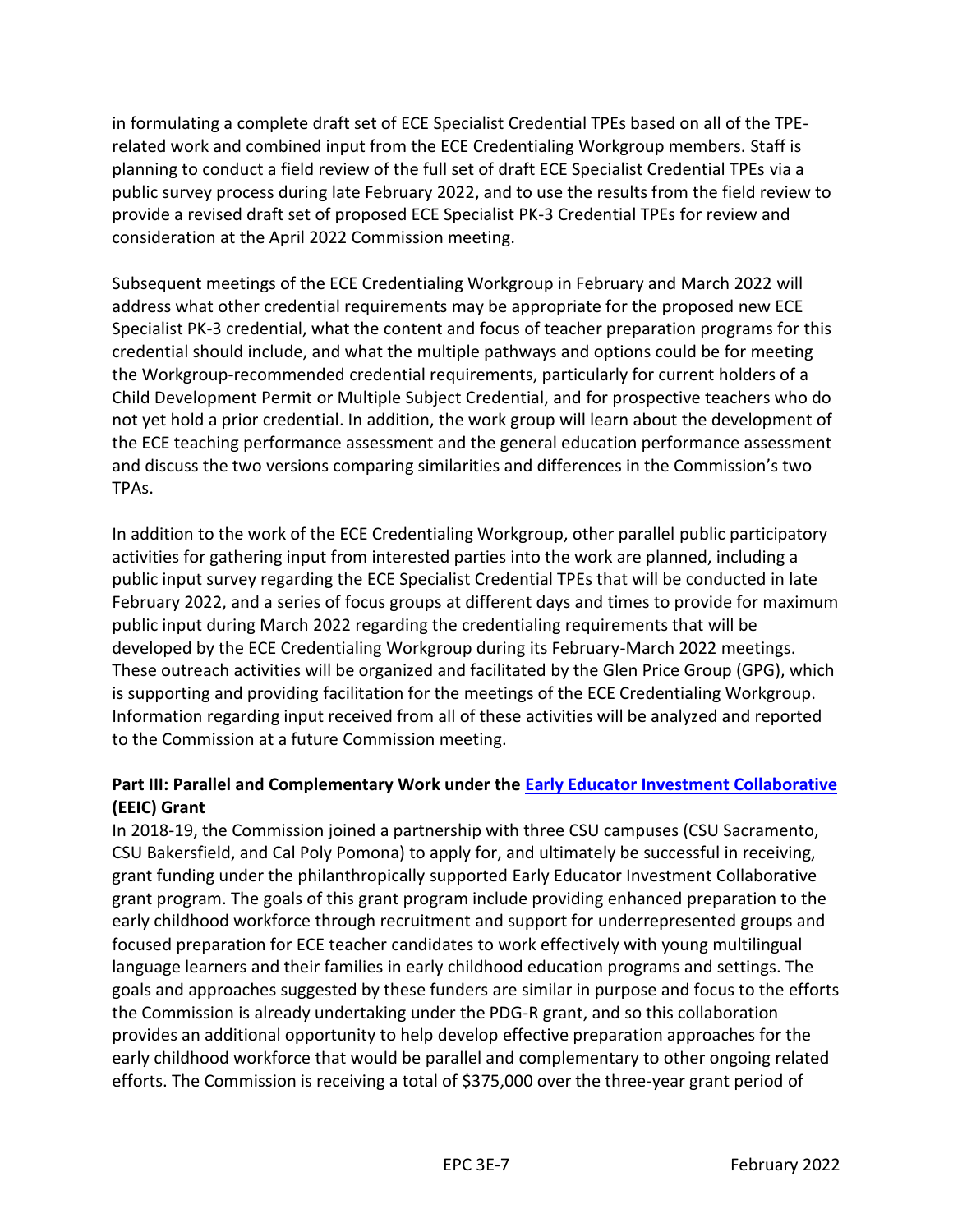in formulating a complete draft set of ECE Specialist Credential TPEs based on all of the TPE-related work and combined input from the ECE Credentialing Workgroup members. Staff is planning to conduct a field review of the full set of draft ECE Specialist Credential TPEs via a public survey process during late February 2022, and to use the results from the field review to provide a revised draft set of proposed ECE Specialist PK-3 Credential TPEs for review and consideration at the April 2022 Commission meeting.

Subsequent meetings of the ECE Credentialing Workgroup in February and March 2022 will address what other credential requirements may be appropriate for the proposed new ECE Specialist PK-3 credential, what the content and focus of teacher preparation programs for this credential should include, and what the multiple pathways and options could be for meeting the Workgroup-recommended credential requirements, particularly for current holders of a Child Development Permit or Multiple Subject Credential, and for prospective teachers who do not yet hold a prior credential. In addition, the work group will learn about the development of the ECE teaching performance assessment and the general education performance assessment and discuss the two versions comparing similarities and differences in the Commission's two TPAs.

In addition to the work of the ECE Credentialing Workgroup, other parallel public participatory activities for gathering input from interested parties into the work are planned, including a public input survey regarding the ECE Specialist Credential TPEs that will be conducted in late February 2022, and a series of focus groups at different days and times to provide for maximum public input during March 2022 regarding the credentialing requirements that will be developed by the ECE Credentialing Workgroup during its February-March 2022 meetings. These outreach activities will be organized and facilitated by the Glen Price Group (GPG), which is supporting and providing facilitation for the meetings of the ECE Credentialing Workgroup. Information regarding input received from all of these activities will be analyzed and reported to the Commission at a future Commission meeting.

**Part III: Parallel and Complementary Work under the [Early Educator Investment Collaborative] (EEIC) Grant**

In 2018-19, the Commission joined a partnership with three CSU campuses (CSU Sacramento, CSU Bakersfield, and Cal Poly Pomona) to apply for, and ultimately be successful in receiving, grant funding under the philanthropically supported Early Educator Investment Collaborative grant program. The goals of this grant program include providing enhanced preparation to the early childhood workforce through recruitment and support for underrepresented groups and focused preparation for ECE teacher candidates to work effectively with young multilingual language learners and their families in early childhood education programs and settings. The goals and approaches suggested by these funders are similar in purpose and focus to the efforts the Commission is already undertaking under the PDG-R grant, and so this collaboration provides an additional opportunity to help develop effective preparation approaches for the early childhood workforce that would be parallel and complementary to other ongoing related efforts. The Commission is receiving a total of $375,000 over the three-year grant period of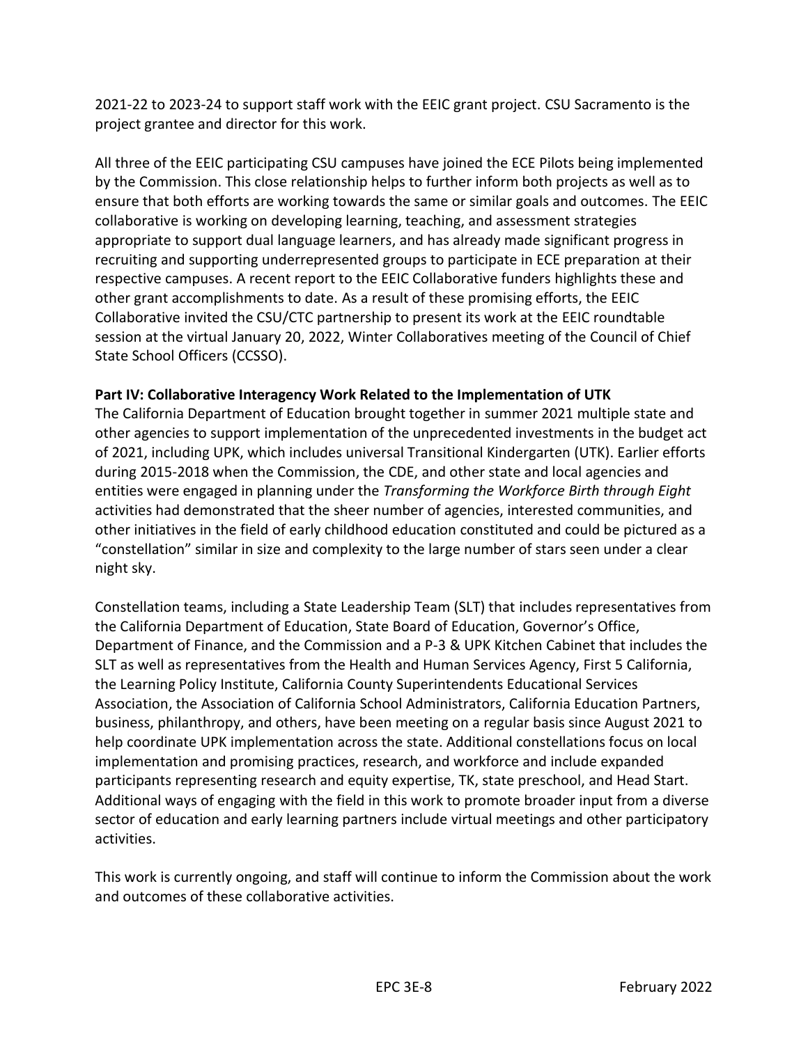2021-22 to 2023-24 to support staff work with the EEIC grant project. CSU Sacramento is the project grantee and director for this work.

All three of the EEIC participating CSU campuses have joined the ECE Pilots being implemented by the Commission. This close relationship helps to further inform both projects as well as to ensure that both efforts are working towards the same or similar goals and outcomes. The EEIC collaborative is working on developing learning, teaching, and assessment strategies appropriate to support dual language learners, and has already made significant progress in recruiting and supporting underrepresented groups to participate in ECE preparation at their respective campuses. A recent report to the EEIC Collaborative funders highlights these and other grant accomplishments to date. As a result of these promising efforts, the EEIC Collaborative invited the CSU/CTC partnership to present its work at the EEIC roundtable session at the virtual January 20, 2022, Winter Collaboratives meeting of the Council of Chief State School Officers (CCSSO).

**Part IV: Collaborative Interagency Work Related to the Implementation of UTK**

The California Department of Education brought together in summer 2021 multiple state and other agencies to support implementation of the unprecedented investments in the budget act of 2021, including UPK, which includes universal Transitional Kindergarten (UTK). Earlier efforts during 2015-2018 when the Commission, the CDE, and other state and local agencies and entities were engaged in planning under the *Transforming the Workforce Birth through Eight* activities had demonstrated that the sheer number of agencies, interested communities, and other initiatives in the field of early childhood education constituted and could be pictured as a "constellation" similar in size and complexity to the large number of stars seen under a clear night sky.

Constellation teams, including a State Leadership Team (SLT) that includes representatives from the California Department of Education, State Board of Education, Governor's Office, Department of Finance, and the Commission and a P-3 & UPK Kitchen Cabinet that includes the SLT as well as representatives from the Health and Human Services Agency, First 5 California, the Learning Policy Institute, California County Superintendents Educational Services Association, the Association of California School Administrators, California Education Partners, business, philanthropy, and others, have been meeting on a regular basis since August 2021 to help coordinate UPK implementation across the state. Additional constellations focus on local implementation and promising practices, research, and workforce and include expanded participants representing research and equity expertise, TK, state preschool, and Head Start. Additional ways of engaging with the field in this work to promote broader input from a diverse sector of education and early learning partners include virtual meetings and other participatory activities.

This work is currently ongoing, and staff will continue to inform the Commission about the work and outcomes of these collaborative activities.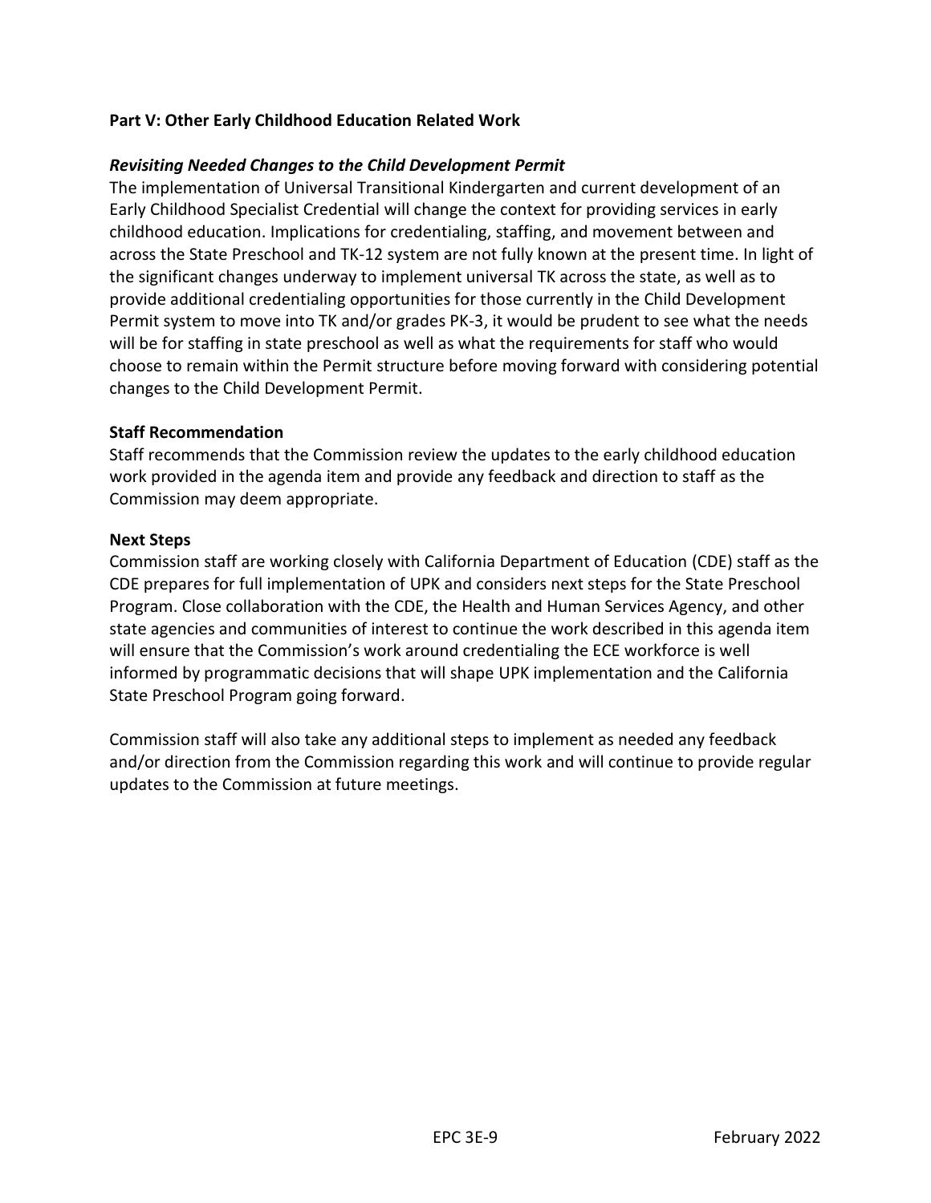## Part V: Other Early Childhood Education Related Work

### *Revisiting Needed Changes to the Child Development Permit*

The implementation of Universal Transitional Kindergarten and current development of an Early Childhood Specialist Credential will change the context for providing services in early childhood education. Implications for credentialing, staffing, and movement between and across the State Preschool and TK-12 system are not fully known at the present time. In light of the significant changes underway to implement universal TK across the state, as well as to provide additional credentialing opportunities for those currently in the Child Development Permit system to move into TK and/or grades PK-3, it would be prudent to see what the needs will be for staffing in state preschool as well as what the requirements for staff who would choose to remain within the Permit structure before moving forward with considering potential changes to the Child Development Permit.

### Staff Recommendation

Staff recommends that the Commission review the updates to the early childhood education work provided in the agenda item and provide any feedback and direction to staff as the Commission may deem appropriate.

### Next Steps

Commission staff are working closely with California Department of Education (CDE) staff as the CDE prepares for full implementation of UPK and considers next steps for the State Preschool Program. Close collaboration with the CDE, the Health and Human Services Agency, and other state agencies and communities of interest to continue the work described in this agenda item will ensure that the Commission's work around credentialing the ECE workforce is well informed by programmatic decisions that will shape UPK implementation and the California State Preschool Program going forward.

Commission staff will also take any additional steps to implement as needed any feedback and/or direction from the Commission regarding this work and will continue to provide regular updates to the Commission at future meetings.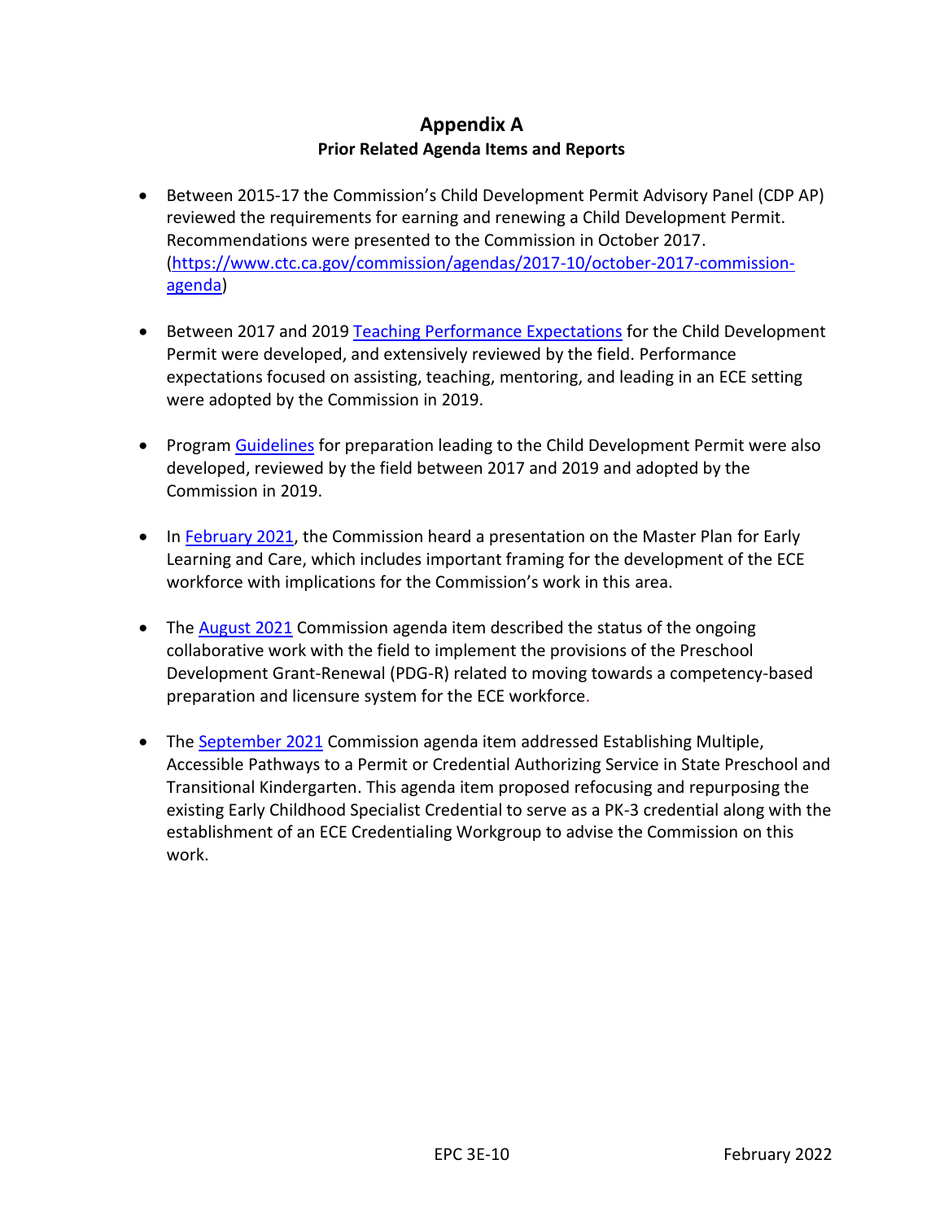# Appendix A

## Prior Related Agenda Items and Reports

- Between 2015-17 the Commission's Child Development Permit Advisory Panel (CDP AP) reviewed the requirements for earning and renewing a Child Development Permit. Recommendations were presented to the Commission in October 2017. (https://www.ctc.ca.gov/commission/agendas/2017-10/october-2017-commission-agenda)

- Between 2017 and 2019 Teaching Performance Expectations for the Child Development Permit were developed, and extensively reviewed by the field. Performance expectations focused on assisting, teaching, mentoring, and leading in an ECE setting were adopted by the Commission in 2019.

- Program Guidelines for preparation leading to the Child Development Permit were also developed, reviewed by the field between 2017 and 2019 and adopted by the Commission in 2019.

- In February 2021, the Commission heard a presentation on the Master Plan for Early Learning and Care, which includes important framing for the development of the ECE workforce with implications for the Commission's work in this area.

- The August 2021 Commission agenda item described the status of the ongoing collaborative work with the field to implement the provisions of the Preschool Development Grant-Renewal (PDG-R) related to moving towards a competency-based preparation and licensure system for the ECE workforce.

- The September 2021 Commission agenda item addressed Establishing Multiple, Accessible Pathways to a Permit or Credential Authorizing Service in State Preschool and Transitional Kindergarten. This agenda item proposed refocusing and repurposing the existing Early Childhood Specialist Credential to serve as a PK-3 credential along with the establishment of an ECE Credentialing Workgroup to advise the Commission on this work.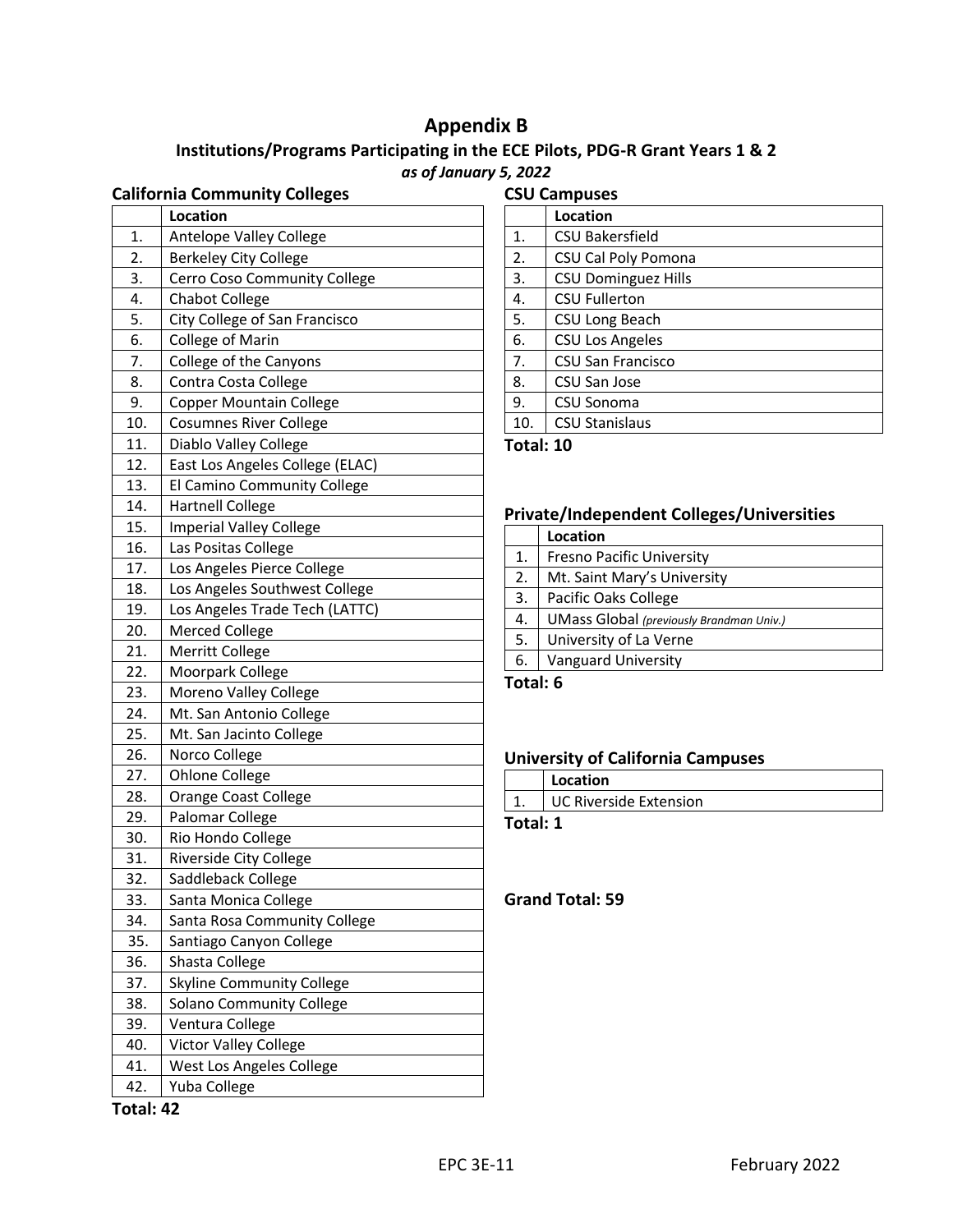# Appendix B

## Institutions/Programs Participating in the ECE Pilots, PDG-R Grant Years 1 & 2

*as of January 5, 2022*

### California Community Colleges

| | Location |
|---|---|
| 1. | Antelope Valley College |
| 2. | Berkeley City College |
| 3. | Cerro Coso Community College |
| 4. | Chabot College |
| 5. | City College of San Francisco |
| 6. | College of Marin |
| 7. | College of the Canyons |
| 8. | Contra Costa College |
| 9. | Copper Mountain College |
| 10. | Cosumnes River College |
| 11. | Diablo Valley College |
| 12. | East Los Angeles College (ELAC) |
| 13. | El Camino Community College |
| 14. | Hartnell College |
| 15. | Imperial Valley College |
| 16. | Las Positas College |
| 17. | Los Angeles Pierce College |
| 18. | Los Angeles Southwest College |
| 19. | Los Angeles Trade Tech (LATTC) |
| 20. | Merced College |
| 21. | Merritt College |
| 22. | Moorpark College |
| 23. | Moreno Valley College |
| 24. | Mt. San Antonio College |
| 25. | Mt. San Jacinto College |
| 26. | Norco College |
| 27. | Ohlone College |
| 28. | Orange Coast College |
| 29. | Palomar College |
| 30. | Rio Hondo College |
| 31. | Riverside City College |
| 32. | Saddleback College |
| 33. | Santa Monica College |
| 34. | Santa Rosa Community College |
| 35. | Santiago Canyon College |
| 36. | Shasta College |
| 37. | Skyline Community College |
| 38. | Solano Community College |
| 39. | Ventura College |
| 40. | Victor Valley College |
| 41. | West Los Angeles College |
| 42. | Yuba College |

**Total: 42**

### CSU Campuses

| | Location |
|---|---|
| 1. | CSU Bakersfield |
| 2. | CSU Cal Poly Pomona |
| 3. | CSU Dominguez Hills |
| 4. | CSU Fullerton |
| 5. | CSU Long Beach |
| 6. | CSU Los Angeles |
| 7. | CSU San Francisco |
| 8. | CSU San Jose |
| 9. | CSU Sonoma |
| 10. | CSU Stanislaus |

**Total: 10**

### Private/Independent Colleges/Universities

| | Location |
|---|---|
| 1. | Fresno Pacific University |
| 2. | Mt. Saint Mary's University |
| 3. | Pacific Oaks College |
| 4. | UMass Global *(previously Brandman Univ.)* |
| 5. | University of La Verne |
| 6. | Vanguard University |

**Total: 6**

### University of California Campuses

| | Location |
|---|---|
| 1. | UC Riverside Extension |

**Total: 1**

**Grand Total: 59**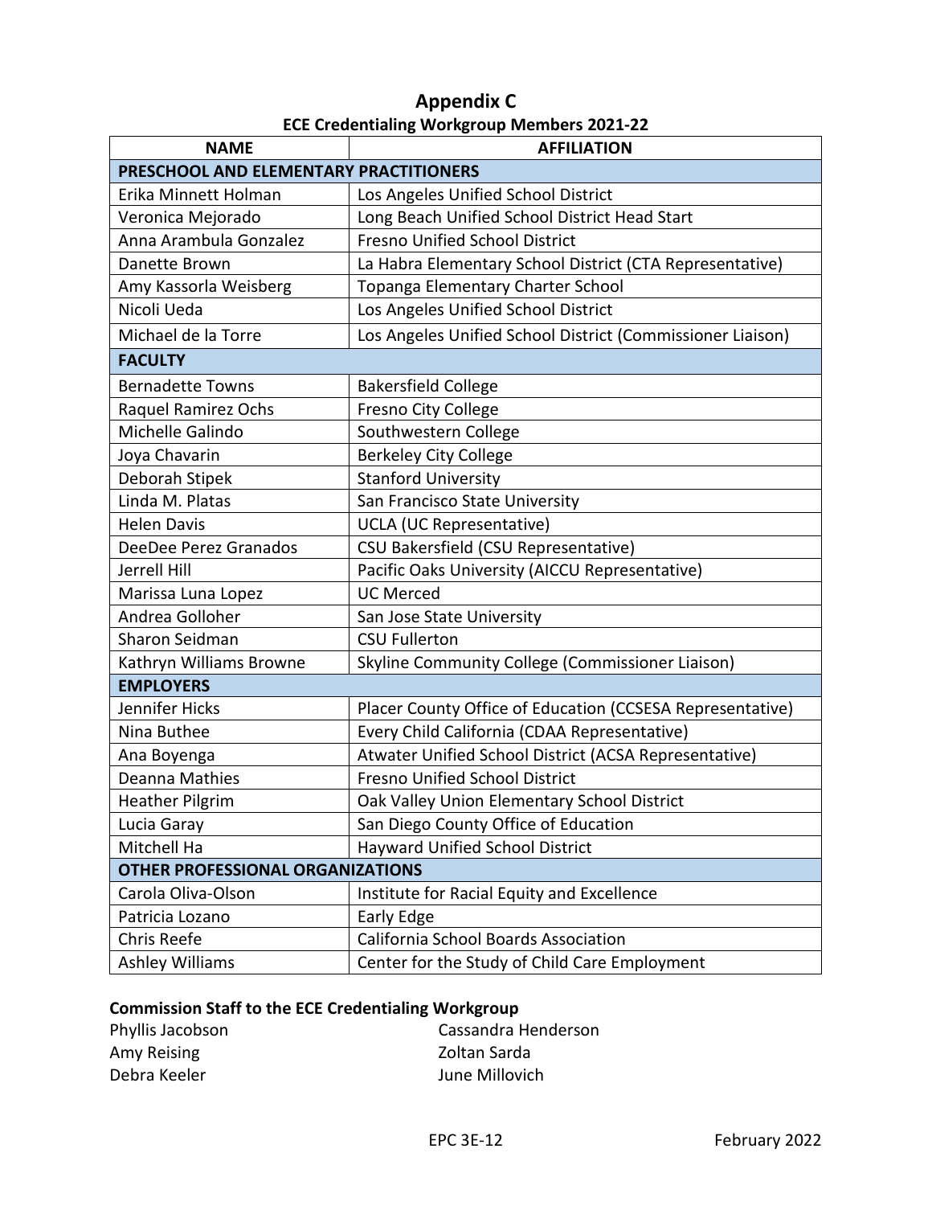# Appendix C

## ECE Credentialing Workgroup Members 2021-22

| NAME | AFFILIATION |
|---|---|
| **PRESCHOOL AND ELEMENTARY PRACTITIONERS** | |
| Erika Minnett Holman | Los Angeles Unified School District |
| Veronica Mejorado | Long Beach Unified School District Head Start |
| Anna Arambula Gonzalez | Fresno Unified School District |
| Danette Brown | La Habra Elementary School District (CTA Representative) |
| Amy Kassorla Weisberg | Topanga Elementary Charter School |
| Nicoli Ueda | Los Angeles Unified School District |
| Michael de la Torre | Los Angeles Unified School District (Commissioner Liaison) |
| **FACULTY** | |
| Bernadette Towns | Bakersfield College |
| Raquel Ramirez Ochs | Fresno City College |
| Michelle Galindo | Southwestern College |
| Joya Chavarin | Berkeley City College |
| Deborah Stipek | Stanford University |
| Linda M. Platas | San Francisco State University |
| Helen Davis | UCLA (UC Representative) |
| DeeDee Perez Granados | CSU Bakersfield (CSU Representative) |
| Jerrell Hill | Pacific Oaks University (AICCU Representative) |
| Marissa Luna Lopez | UC Merced |
| Andrea Golloher | San Jose State University |
| Sharon Seidman | CSU Fullerton |
| Kathryn Williams Browne | Skyline Community College (Commissioner Liaison) |
| **EMPLOYERS** | |
| Jennifer Hicks | Placer County Office of Education (CCSESA Representative) |
| Nina Buthee | Every Child California (CDAA Representative) |
| Ana Boyenga | Atwater Unified School District (ACSA Representative) |
| Deanna Mathies | Fresno Unified School District |
| Heather Pilgrim | Oak Valley Union Elementary School District |
| Lucia Garay | San Diego County Office of Education |
| Mitchell Ha | Hayward Unified School District |
| **OTHER PROFESSIONAL ORGANIZATIONS** | |
| Carola Oliva-Olson | Institute for Racial Equity and Excellence |
| Patricia Lozano | Early Edge |
| Chris Reefe | California School Boards Association |
| Ashley Williams | Center for the Study of Child Care Employment |

**Commission Staff to the ECE Credentialing Workgroup**

Phyllis Jacobson
Amy Reising
Debra Keeler
Cassandra Henderson
Zoltan Sarda
June Millovich